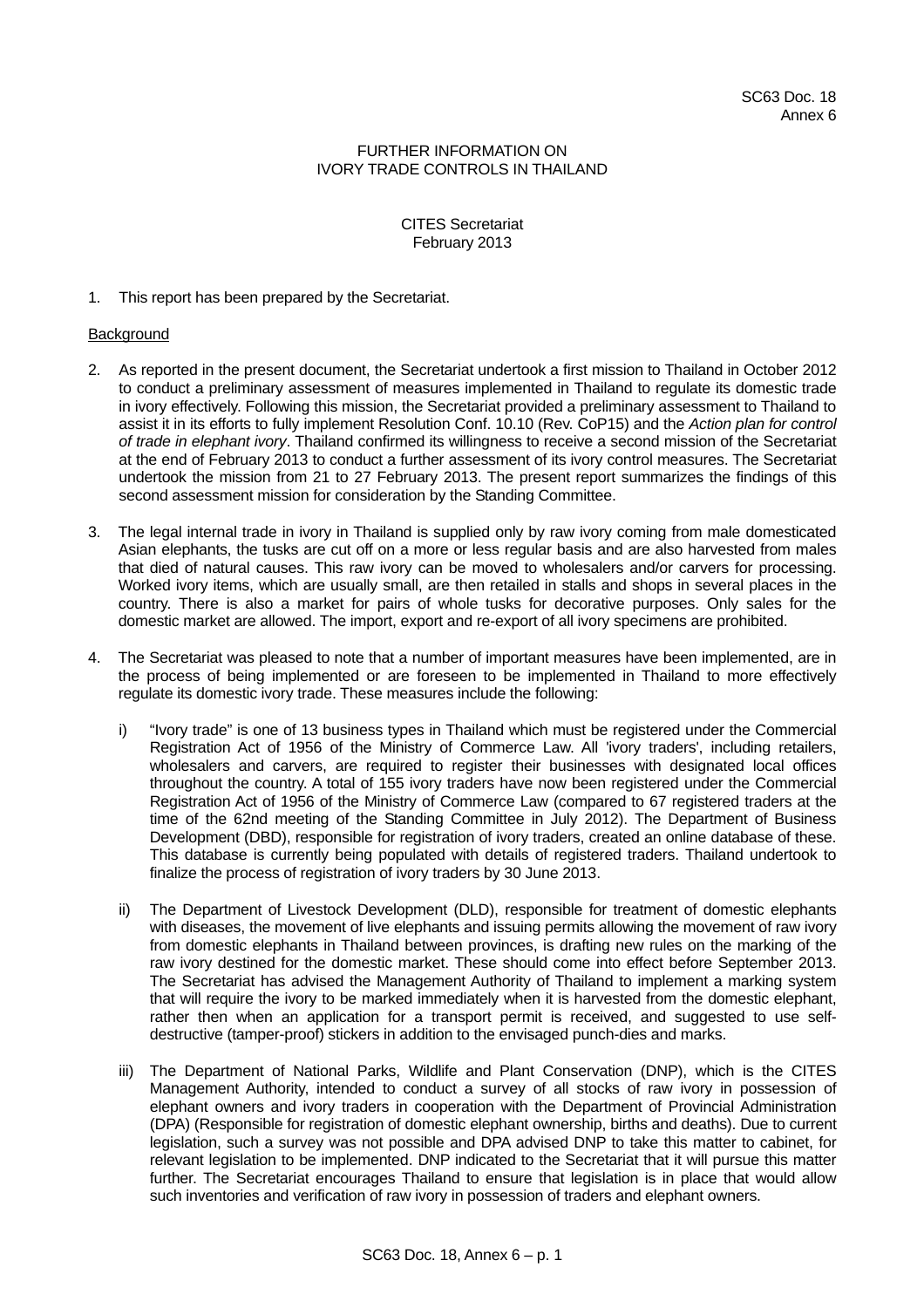SC63 Doc. 18
Annex 6

FURTHER INFORMATION ON
IVORY TRADE CONTROLS IN THAILAND

CITES Secretariat
February 2013

1. This report has been prepared by the Secretariat.

Background

2. As reported in the present document, the Secretariat undertook a first mission to Thailand in October 2012 to conduct a preliminary assessment of measures implemented in Thailand to regulate its domestic trade in ivory effectively. Following this mission, the Secretariat provided a preliminary assessment to Thailand to assist it in its efforts to fully implement Resolution Conf. 10.10 (Rev. CoP15) and the *Action plan for control of trade in elephant ivory*. Thailand confirmed its willingness to receive a second mission of the Secretariat at the end of February 2013 to conduct a further assessment of its ivory control measures. The Secretariat undertook the mission from 21 to 27 February 2013. The present report summarizes the findings of this second assessment mission for consideration by the Standing Committee.

3. The legal internal trade in ivory in Thailand is supplied only by raw ivory coming from male domesticated Asian elephants, the tusks are cut off on a more or less regular basis and are also harvested from males that died of natural causes. This raw ivory can be moved to wholesalers and/or carvers for processing. Worked ivory items, which are usually small, are then retailed in stalls and shops in several places in the country. There is also a market for pairs of whole tusks for decorative purposes. Only sales for the domestic market are allowed. The import, export and re-export of all ivory specimens are prohibited.

4. The Secretariat was pleased to note that a number of important measures have been implemented, are in the process of being implemented or are foreseen to be implemented in Thailand to more effectively regulate its domestic ivory trade. These measures include the following:

   i) "Ivory trade" is one of 13 business types in Thailand which must be registered under the Commercial Registration Act of 1956 of the Ministry of Commerce Law. All 'ivory traders', including retailers, wholesalers and carvers, are required to register their businesses with designated local offices throughout the country. A total of 155 ivory traders have now been registered under the Commercial Registration Act of 1956 of the Ministry of Commerce Law (compared to 67 registered traders at the time of the 62nd meeting of the Standing Committee in July 2012). The Department of Business Development (DBD), responsible for registration of ivory traders, created an online database of these. This database is currently being populated with details of registered traders. Thailand undertook to finalize the process of registration of ivory traders by 30 June 2013.

   ii) The Department of Livestock Development (DLD), responsible for treatment of domestic elephants with diseases, the movement of live elephants and issuing permits allowing the movement of raw ivory from domestic elephants in Thailand between provinces, is drafting new rules on the marking of the raw ivory destined for the domestic market. These should come into effect before September 2013. The Secretariat has advised the Management Authority of Thailand to implement a marking system that will require the ivory to be marked immediately when it is harvested from the domestic elephant, rather then when an application for a transport permit is received, and suggested to use self-destructive (tamper-proof) stickers in addition to the envisaged punch-dies and marks.

   iii) The Department of National Parks, Wildlife and Plant Conservation (DNP), which is the CITES Management Authority, intended to conduct a survey of all stocks of raw ivory in possession of elephant owners and ivory traders in cooperation with the Department of Provincial Administration (DPA) (Responsible for registration of domestic elephant ownership, births and deaths). Due to current legislation, such a survey was not possible and DPA advised DNP to take this matter to cabinet, for relevant legislation to be implemented. DNP indicated to the Secretariat that it will pursue this matter further. The Secretariat encourages Thailand to ensure that legislation is in place that would allow such inventories and verification of raw ivory in possession of traders and elephant owners.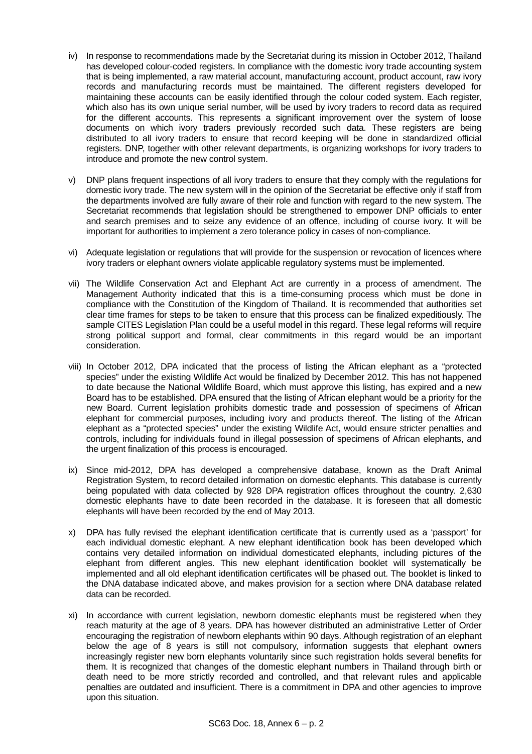iv) In response to recommendations made by the Secretariat during its mission in October 2012, Thailand has developed colour-coded registers. In compliance with the domestic ivory trade accounting system that is being implemented, a raw material account, manufacturing account, product account, raw ivory records and manufacturing records must be maintained. The different registers developed for maintaining these accounts can be easily identified through the colour coded system. Each register, which also has its own unique serial number, will be used by ivory traders to record data as required for the different accounts. This represents a significant improvement over the system of loose documents on which ivory traders previously recorded such data. These registers are being distributed to all ivory traders to ensure that record keeping will be done in standardized official registers. DNP, together with other relevant departments, is organizing workshops for ivory traders to introduce and promote the new control system.

v) DNP plans frequent inspections of all ivory traders to ensure that they comply with the regulations for domestic ivory trade. The new system will in the opinion of the Secretariat be effective only if staff from the departments involved are fully aware of their role and function with regard to the new system. The Secretariat recommends that legislation should be strengthened to empower DNP officials to enter and search premises and to seize any evidence of an offence, including of course ivory. It will be important for authorities to implement a zero tolerance policy in cases of non-compliance.

vi) Adequate legislation or regulations that will provide for the suspension or revocation of licences where ivory traders or elephant owners violate applicable regulatory systems must be implemented.

vii) The Wildlife Conservation Act and Elephant Act are currently in a process of amendment. The Management Authority indicated that this is a time-consuming process which must be done in compliance with the Constitution of the Kingdom of Thailand. It is recommended that authorities set clear time frames for steps to be taken to ensure that this process can be finalized expeditiously. The sample CITES Legislation Plan could be a useful model in this regard. These legal reforms will require strong political support and formal, clear commitments in this regard would be an important consideration.

viii) In October 2012, DPA indicated that the process of listing the African elephant as a "protected species" under the existing Wildlife Act would be finalized by December 2012. This has not happened to date because the National Wildlife Board, which must approve this listing, has expired and a new Board has to be established. DPA ensured that the listing of African elephant would be a priority for the new Board. Current legislation prohibits domestic trade and possession of specimens of African elephant for commercial purposes, including ivory and products thereof. The listing of the African elephant as a "protected species" under the existing Wildlife Act, would ensure stricter penalties and controls, including for individuals found in illegal possession of specimens of African elephants, and the urgent finalization of this process is encouraged.

ix) Since mid-2012, DPA has developed a comprehensive database, known as the Draft Animal Registration System, to record detailed information on domestic elephants. This database is currently being populated with data collected by 928 DPA registration offices throughout the country. 2,630 domestic elephants have to date been recorded in the database. It is foreseen that all domestic elephants will have been recorded by the end of May 2013.

x) DPA has fully revised the elephant identification certificate that is currently used as a 'passport' for each individual domestic elephant. A new elephant identification book has been developed which contains very detailed information on individual domesticated elephants, including pictures of the elephant from different angles. This new elephant identification booklet will systematically be implemented and all old elephant identification certificates will be phased out. The booklet is linked to the DNA database indicated above, and makes provision for a section where DNA database related data can be recorded.

xi) In accordance with current legislation, newborn domestic elephants must be registered when they reach maturity at the age of 8 years. DPA has however distributed an administrative Letter of Order encouraging the registration of newborn elephants within 90 days. Although registration of an elephant below the age of 8 years is still not compulsory, information suggests that elephant owners increasingly register new born elephants voluntarily since such registration holds several benefits for them. It is recognized that changes of the domestic elephant numbers in Thailand through birth or death need to be more strictly recorded and controlled, and that relevant rules and applicable penalties are outdated and insufficient. There is a commitment in DPA and other agencies to improve upon this situation.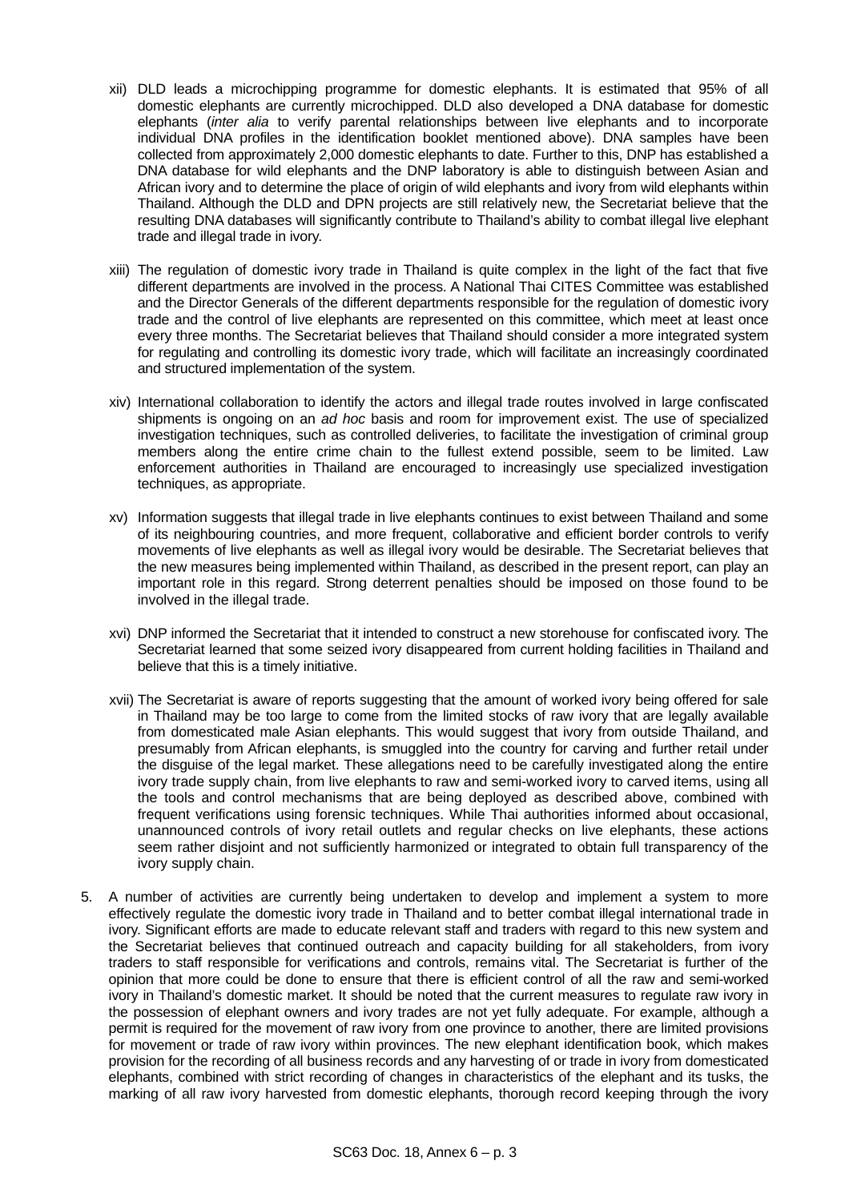xii) DLD leads a microchipping programme for domestic elephants. It is estimated that 95% of all domestic elephants are currently microchipped. DLD also developed a DNA database for domestic elephants (*inter alia* to verify parental relationships between live elephants and to incorporate individual DNA profiles in the identification booklet mentioned above). DNA samples have been collected from approximately 2,000 domestic elephants to date. Further to this, DNP has established a DNA database for wild elephants and the DNP laboratory is able to distinguish between Asian and African ivory and to determine the place of origin of wild elephants and ivory from wild elephants within Thailand. Although the DLD and DPN projects are still relatively new, the Secretariat believe that the resulting DNA databases will significantly contribute to Thailand's ability to combat illegal live elephant trade and illegal trade in ivory.

xiii) The regulation of domestic ivory trade in Thailand is quite complex in the light of the fact that five different departments are involved in the process. A National Thai CITES Committee was established and the Director Generals of the different departments responsible for the regulation of domestic ivory trade and the control of live elephants are represented on this committee, which meet at least once every three months. The Secretariat believes that Thailand should consider a more integrated system for regulating and controlling its domestic ivory trade, which will facilitate an increasingly coordinated and structured implementation of the system.

xiv) International collaboration to identify the actors and illegal trade routes involved in large confiscated shipments is ongoing on an *ad hoc* basis and room for improvement exist. The use of specialized investigation techniques, such as controlled deliveries, to facilitate the investigation of criminal group members along the entire crime chain to the fullest extend possible, seem to be limited. Law enforcement authorities in Thailand are encouraged to increasingly use specialized investigation techniques, as appropriate.

xv) Information suggests that illegal trade in live elephants continues to exist between Thailand and some of its neighbouring countries, and more frequent, collaborative and efficient border controls to verify movements of live elephants as well as illegal ivory would be desirable. The Secretariat believes that the new measures being implemented within Thailand, as described in the present report, can play an important role in this regard. Strong deterrent penalties should be imposed on those found to be involved in the illegal trade.

xvi) DNP informed the Secretariat that it intended to construct a new storehouse for confiscated ivory. The Secretariat learned that some seized ivory disappeared from current holding facilities in Thailand and believe that this is a timely initiative.

xvii) The Secretariat is aware of reports suggesting that the amount of worked ivory being offered for sale in Thailand may be too large to come from the limited stocks of raw ivory that are legally available from domesticated male Asian elephants. This would suggest that ivory from outside Thailand, and presumably from African elephants, is smuggled into the country for carving and further retail under the disguise of the legal market. These allegations need to be carefully investigated along the entire ivory trade supply chain, from live elephants to raw and semi-worked ivory to carved items, using all the tools and control mechanisms that are being deployed as described above, combined with frequent verifications using forensic techniques. While Thai authorities informed about occasional, unannounced controls of ivory retail outlets and regular checks on live elephants, these actions seem rather disjoint and not sufficiently harmonized or integrated to obtain full transparency of the ivory supply chain.

5. A number of activities are currently being undertaken to develop and implement a system to more effectively regulate the domestic ivory trade in Thailand and to better combat illegal international trade in ivory. Significant efforts are made to educate relevant staff and traders with regard to this new system and the Secretariat believes that continued outreach and capacity building for all stakeholders, from ivory traders to staff responsible for verifications and controls, remains vital. The Secretariat is further of the opinion that more could be done to ensure that there is efficient control of all the raw and semi-worked ivory in Thailand's domestic market. It should be noted that the current measures to regulate raw ivory in the possession of elephant owners and ivory trades are not yet fully adequate. For example, although a permit is required for the movement of raw ivory from one province to another, there are limited provisions for movement or trade of raw ivory within provinces. The new elephant identification book, which makes provision for the recording of all business records and any harvesting of or trade in ivory from domesticated elephants, combined with strict recording of changes in characteristics of the elephant and its tusks, the marking of all raw ivory harvested from domestic elephants, thorough record keeping through the ivory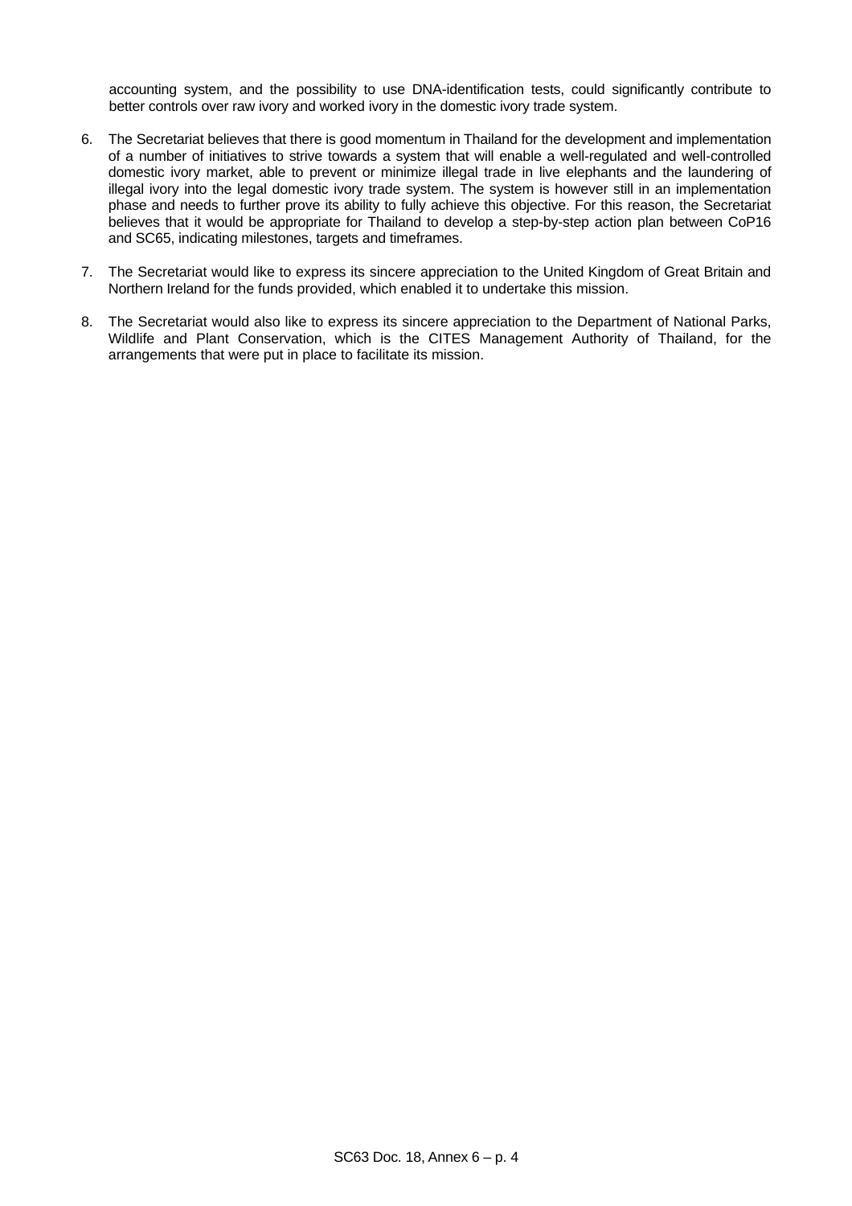accounting system, and the possibility to use DNA-identification tests, could significantly contribute to better controls over raw ivory and worked ivory in the domestic ivory trade system.

6. The Secretariat believes that there is good momentum in Thailand for the development and implementation of a number of initiatives to strive towards a system that will enable a well-regulated and well-controlled domestic ivory market, able to prevent or minimize illegal trade in live elephants and the laundering of illegal ivory into the legal domestic ivory trade system. The system is however still in an implementation phase and needs to further prove its ability to fully achieve this objective. For this reason, the Secretariat believes that it would be appropriate for Thailand to develop a step-by-step action plan between CoP16 and SC65, indicating milestones, targets and timeframes.

7. The Secretariat would like to express its sincere appreciation to the United Kingdom of Great Britain and Northern Ireland for the funds provided, which enabled it to undertake this mission.

8. The Secretariat would also like to express its sincere appreciation to the Department of National Parks, Wildlife and Plant Conservation, which is the CITES Management Authority of Thailand, for the arrangements that were put in place to facilitate its mission.